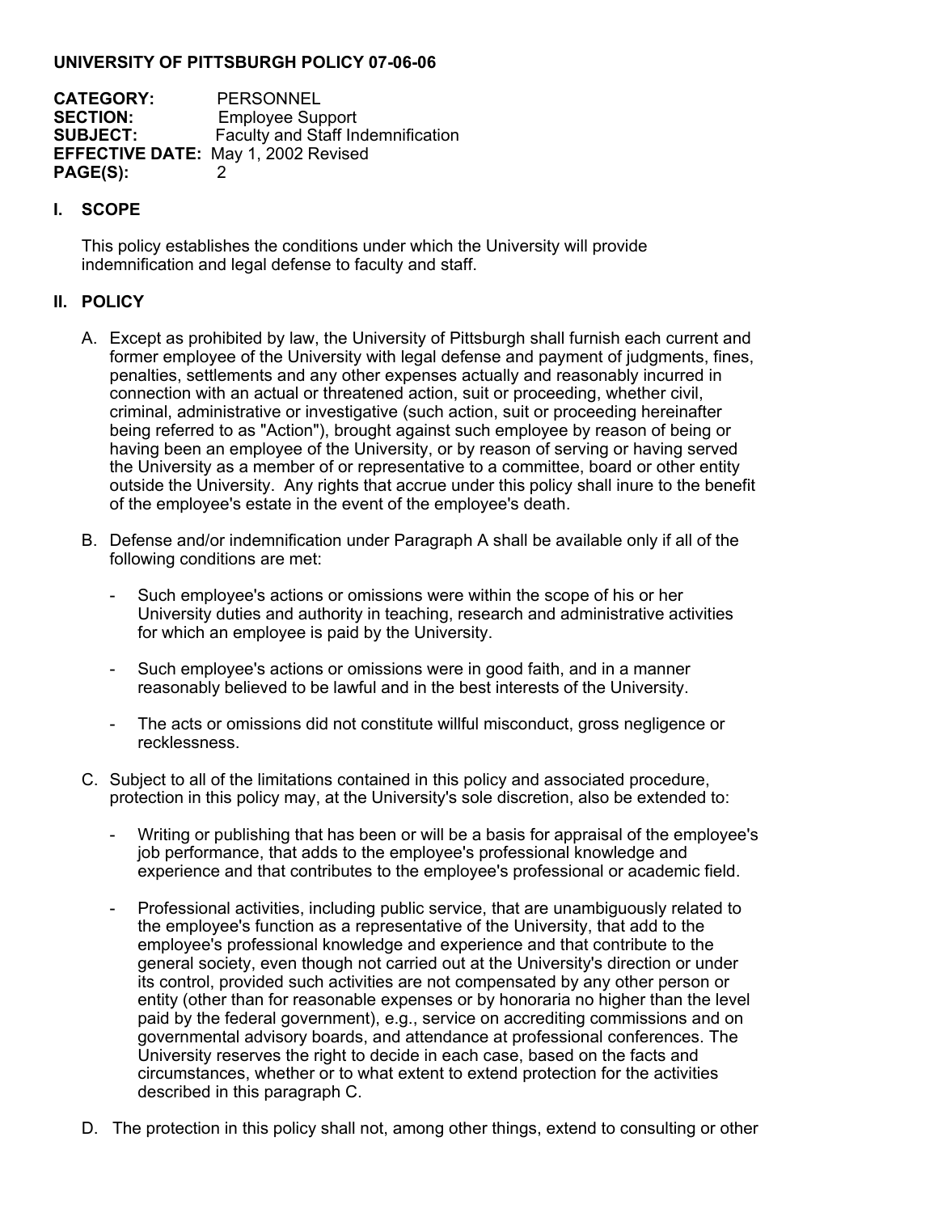**UNIVERSITY OF PITTSBURGH POLICY 07-06-06**

**CATEGORY:** PERSONNEL
**SECTION:** Employee Support
**SUBJECT:** Faculty and Staff Indemnification
**EFFECTIVE DATE:** May 1, 2002 Revised
**PAGE(S):** 2

## I. SCOPE

This policy establishes the conditions under which the University will provide indemnification and legal defense to faculty and staff.

## II. POLICY

A. Except as prohibited by law, the University of Pittsburgh shall furnish each current and former employee of the University with legal defense and payment of judgments, fines, penalties, settlements and any other expenses actually and reasonably incurred in connection with an actual or threatened action, suit or proceeding, whether civil, criminal, administrative or investigative (such action, suit or proceeding hereinafter being referred to as "Action"), brought against such employee by reason of being or having been an employee of the University, or by reason of serving or having served the University as a member of or representative to a committee, board or other entity outside the University. Any rights that accrue under this policy shall inure to the benefit of the employee's estate in the event of the employee's death.

B. Defense and/or indemnification under Paragraph A shall be available only if all of the following conditions are met:

- Such employee's actions or omissions were within the scope of his or her University duties and authority in teaching, research and administrative activities for which an employee is paid by the University.
- Such employee's actions or omissions were in good faith, and in a manner reasonably believed to be lawful and in the best interests of the University.
- The acts or omissions did not constitute willful misconduct, gross negligence or recklessness.

C. Subject to all of the limitations contained in this policy and associated procedure, protection in this policy may, at the University's sole discretion, also be extended to:

- Writing or publishing that has been or will be a basis for appraisal of the employee's job performance, that adds to the employee's professional knowledge and experience and that contributes to the employee's professional or academic field.
- Professional activities, including public service, that are unambiguously related to the employee's function as a representative of the University, that add to the employee's professional knowledge and experience and that contribute to the general society, even though not carried out at the University's direction or under its control, provided such activities are not compensated by any other person or entity (other than for reasonable expenses or by honoraria no higher than the level paid by the federal government), e.g., service on accrediting commissions and on governmental advisory boards, and attendance at professional conferences. The University reserves the right to decide in each case, based on the facts and circumstances, whether or to what extent to extend protection for the activities described in this paragraph C.

D. The protection in this policy shall not, among other things, extend to consulting or other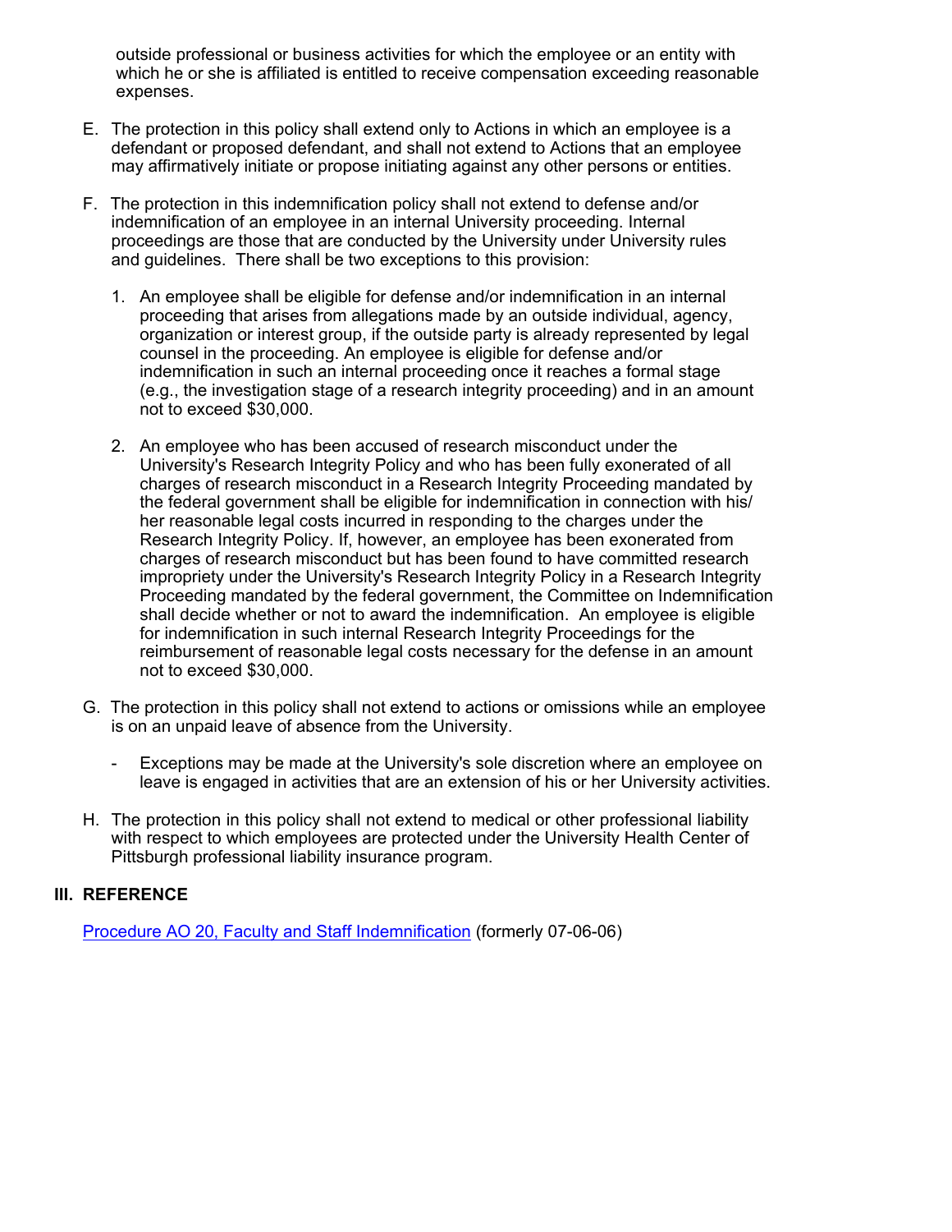outside professional or business activities for which the employee or an entity with which he or she is affiliated is entitled to receive compensation exceeding reasonable expenses.

E. The protection in this policy shall extend only to Actions in which an employee is a defendant or proposed defendant, and shall not extend to Actions that an employee may affirmatively initiate or propose initiating against any other persons or entities.

F. The protection in this indemnification policy shall not extend to defense and/or indemnification of an employee in an internal University proceeding. Internal proceedings are those that are conducted by the University under University rules and guidelines. There shall be two exceptions to this provision:

   1. An employee shall be eligible for defense and/or indemnification in an internal proceeding that arises from allegations made by an outside individual, agency, organization or interest group, if the outside party is already represented by legal counsel in the proceeding. An employee is eligible for defense and/or indemnification in such an internal proceeding once it reaches a formal stage (e.g., the investigation stage of a research integrity proceeding) and in an amount not to exceed $30,000.

   2. An employee who has been accused of research misconduct under the University's Research Integrity Policy and who has been fully exonerated of all charges of research misconduct in a Research Integrity Proceeding mandated by the federal government shall be eligible for indemnification in connection with his/her reasonable legal costs incurred in responding to the charges under the Research Integrity Policy. If, however, an employee has been exonerated from charges of research misconduct but has been found to have committed research impropriety under the University's Research Integrity Policy in a Research Integrity Proceeding mandated by the federal government, the Committee on Indemnification shall decide whether or not to award the indemnification. An employee is eligible for indemnification in such internal Research Integrity Proceedings for the reimbursement of reasonable legal costs necessary for the defense in an amount not to exceed $30,000.

G. The protection in this policy shall not extend to actions or omissions while an employee is on an unpaid leave of absence from the University.

   - Exceptions may be made at the University's sole discretion where an employee on leave is engaged in activities that are an extension of his or her University activities.

H. The protection in this policy shall not extend to medical or other professional liability with respect to which employees are protected under the University Health Center of Pittsburgh professional liability insurance program.

## III. REFERENCE

Procedure AO 20, Faculty and Staff Indemnification (formerly 07-06-06)